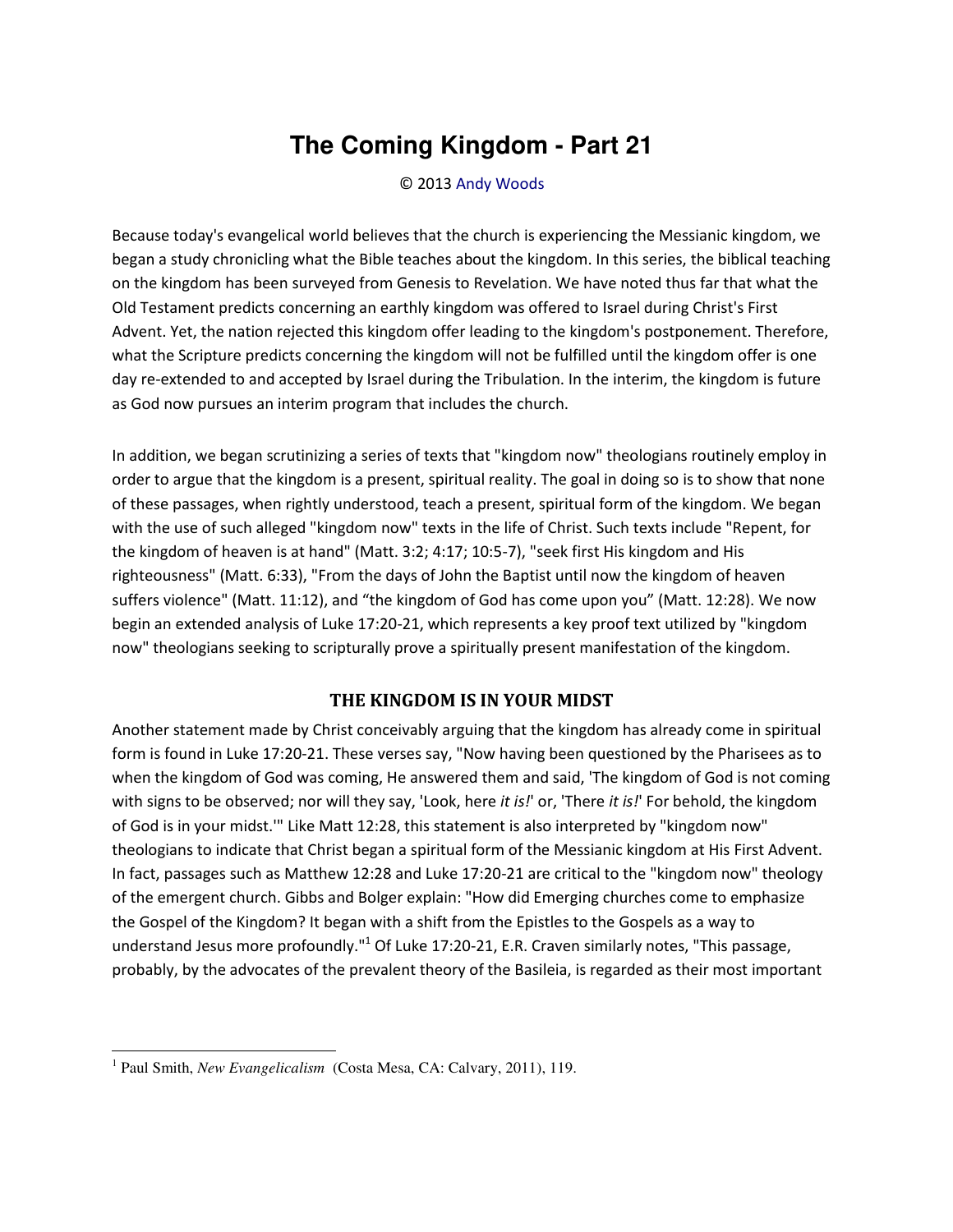# The Coming Kingdom - Part 21

© 2013 Andy Woods

Because today's evangelical world believes that the church is experiencing the Messianic kingdom, we began a study chronicling what the Bible teaches about the kingdom. In this series, the biblical teaching on the kingdom has been surveyed from Genesis to Revelation. We have noted thus far that what the Old Testament predicts concerning an earthly kingdom was offered to Israel during Christ's First Advent. Yet, the nation rejected this kingdom offer leading to the kingdom's postponement. Therefore, what the Scripture predicts concerning the kingdom will not be fulfilled until the kingdom offer is one day re-extended to and accepted by Israel during the Tribulation. In the interim, the kingdom is future as God now pursues an interim program that includes the church.

In addition, we began scrutinizing a series of texts that "kingdom now" theologians routinely employ in order to argue that the kingdom is a present, spiritual reality. The goal in doing so is to show that none of these passages, when rightly understood, teach a present, spiritual form of the kingdom. We began with the use of such alleged "kingdom now" texts in the life of Christ. Such texts include "Repent, for the kingdom of heaven is at hand" (Matt. 3:2; 4:17; 10:5-7), "seek first His kingdom and His righteousness" (Matt. 6:33), "From the days of John the Baptist until now the kingdom of heaven suffers violence" (Matt. 11:12), and "the kingdom of God has come upon you" (Matt. 12:28). We now begin an extended analysis of Luke 17:20-21, which represents a key proof text utilized by "kingdom now" theologians seeking to scripturally prove a spiritually present manifestation of the kingdom.

## THE KINGDOM IS IN YOUR MIDST

Another statement made by Christ conceivably arguing that the kingdom has already come in spiritual form is found in Luke 17:20-21. These verses say, "Now having been questioned by the Pharisees as to when the kingdom of God was coming, He answered them and said, 'The kingdom of God is not coming with signs to be observed; nor will they say, 'Look, here *it is!*' or, 'There *it is!*' For behold, the kingdom of God is in your midst.'" Like Matt 12:28, this statement is also interpreted by "kingdom now" theologians to indicate that Christ began a spiritual form of the Messianic kingdom at His First Advent. In fact, passages such as Matthew 12:28 and Luke 17:20-21 are critical to the "kingdom now" theology of the emergent church. Gibbs and Bolger explain: "How did Emerging churches come to emphasize the Gospel of the Kingdom? It began with a shift from the Epistles to the Gospels as a way to understand Jesus more profoundly."[1] Of Luke 17:20-21, E.R. Craven similarly notes, "This passage, probably, by the advocates of the prevalent theory of the Basileia, is regarded as their most important

---

[1] Paul Smith, *New Evangelicalism* (Costa Mesa, CA: Calvary, 2011), 119.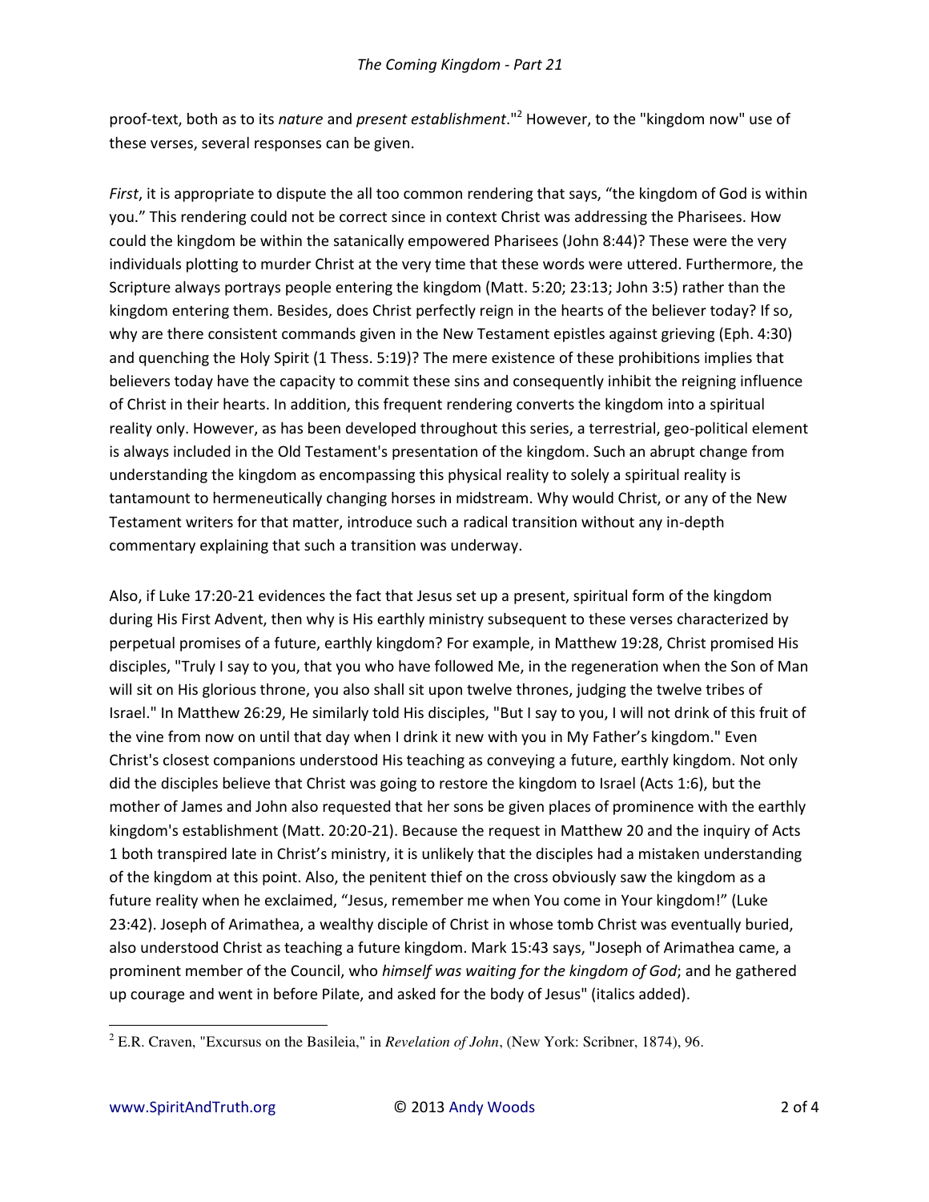proof-text, both as to its *nature* and *present establishment*."[2] However, to the "kingdom now" use of these verses, several responses can be given.

*First*, it is appropriate to dispute the all too common rendering that says, “the kingdom of God is within you.” This rendering could not be correct since in context Christ was addressing the Pharisees. How could the kingdom be within the satanically empowered Pharisees (John 8:44)? These were the very individuals plotting to murder Christ at the very time that these words were uttered. Furthermore, the Scripture always portrays people entering the kingdom (Matt. 5:20; 23:13; John 3:5) rather than the kingdom entering them. Besides, does Christ perfectly reign in the hearts of the believer today? If so, why are there consistent commands given in the New Testament epistles against grieving (Eph. 4:30) and quenching the Holy Spirit (1 Thess. 5:19)? The mere existence of these prohibitions implies that believers today have the capacity to commit these sins and consequently inhibit the reigning influence of Christ in their hearts. In addition, this frequent rendering converts the kingdom into a spiritual reality only. However, as has been developed throughout this series, a terrestrial, geo-political element is always included in the Old Testament's presentation of the kingdom. Such an abrupt change from understanding the kingdom as encompassing this physical reality to solely a spiritual reality is tantamount to hermeneutically changing horses in midstream. Why would Christ, or any of the New Testament writers for that matter, introduce such a radical transition without any in-depth commentary explaining that such a transition was underway.

Also, if Luke 17:20-21 evidences the fact that Jesus set up a present, spiritual form of the kingdom during His First Advent, then why is His earthly ministry subsequent to these verses characterized by perpetual promises of a future, earthly kingdom? For example, in Matthew 19:28, Christ promised His disciples, "Truly I say to you, that you who have followed Me, in the regeneration when the Son of Man will sit on His glorious throne, you also shall sit upon twelve thrones, judging the twelve tribes of Israel." In Matthew 26:29, He similarly told His disciples, "But I say to you, I will not drink of this fruit of the vine from now on until that day when I drink it new with you in My Father’s kingdom." Even Christ's closest companions understood His teaching as conveying a future, earthly kingdom. Not only did the disciples believe that Christ was going to restore the kingdom to Israel (Acts 1:6), but the mother of James and John also requested that her sons be given places of prominence with the earthly kingdom's establishment (Matt. 20:20-21). Because the request in Matthew 20 and the inquiry of Acts 1 both transpired late in Christ’s ministry, it is unlikely that the disciples had a mistaken understanding of the kingdom at this point. Also, the penitent thief on the cross obviously saw the kingdom as a future reality when he exclaimed, “Jesus, remember me when You come in Your kingdom!” (Luke 23:42). Joseph of Arimathea, a wealthy disciple of Christ in whose tomb Christ was eventually buried, also understood Christ as teaching a future kingdom. Mark 15:43 says, "Joseph of Arimathea came, a prominent member of the Council, who *himself was waiting for the kingdom of God*; and he gathered up courage and went in before Pilate, and asked for the body of Jesus" (italics added).

---

[2] E.R. Craven, "Excursus on the Basileia," in *Revelation of John*, (New York: Scribner, 1874), 96.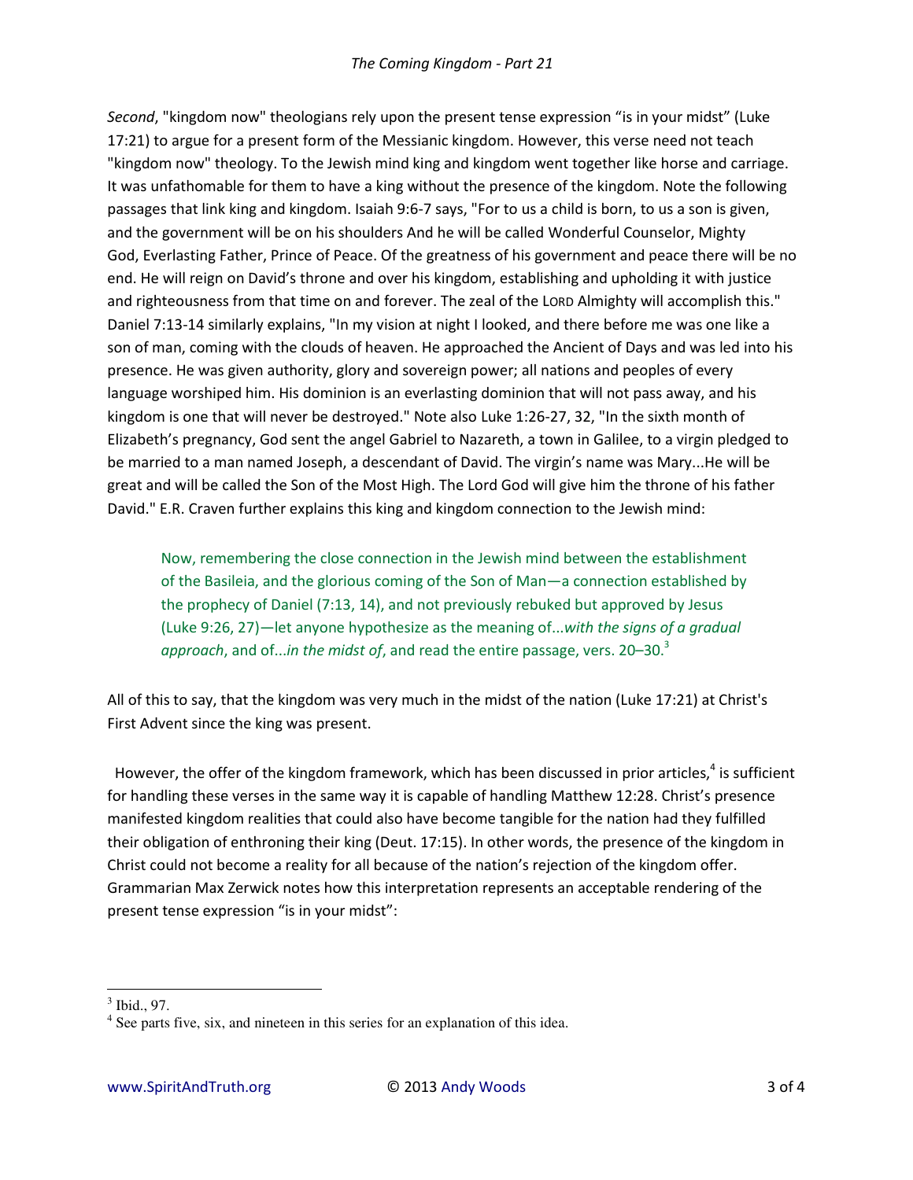*Second*, "kingdom now" theologians rely upon the present tense expression “is in your midst” (Luke 17:21) to argue for a present form of the Messianic kingdom. However, this verse need not teach "kingdom now" theology. To the Jewish mind king and kingdom went together like horse and carriage. It was unfathomable for them to have a king without the presence of the kingdom. Note the following passages that link king and kingdom. Isaiah 9:6-7 says, "For to us a child is born, to us a son is given, and the government will be on his shoulders And he will be called Wonderful Counselor, Mighty God, Everlasting Father, Prince of Peace. Of the greatness of his government and peace there will be no end. He will reign on David’s throne and over his kingdom, establishing and upholding it with justice and righteousness from that time on and forever. The zeal of the LORD Almighty will accomplish this." Daniel 7:13-14 similarly explains, "In my vision at night I looked, and there before me was one like a son of man, coming with the clouds of heaven. He approached the Ancient of Days and was led into his presence. He was given authority, glory and sovereign power; all nations and peoples of every language worshiped him. His dominion is an everlasting dominion that will not pass away, and his kingdom is one that will never be destroyed." Note also Luke 1:26-27, 32, "In the sixth month of Elizabeth’s pregnancy, God sent the angel Gabriel to Nazareth, a town in Galilee, to a virgin pledged to be married to a man named Joseph, a descendant of David. The virgin’s name was Mary...He will be great and will be called the Son of the Most High. The Lord God will give him the throne of his father David." E.R. Craven further explains this king and kingdom connection to the Jewish mind:

> Now, remembering the close connection in the Jewish mind between the establishment of the Basileia, and the glorious coming of the Son of Man—a connection established by the prophecy of Daniel (7:13, 14), and not previously rebuked but approved by Jesus (Luke 9:26, 27)—let anyone hypothesize as the meaning of...*with the signs of a gradual approach*, and of...*in the midst of*, and read the entire passage, vers. 20–30.[3]

All of this to say, that the kingdom was very much in the midst of the nation (Luke 17:21) at Christ's First Advent since the king was present.

However, the offer of the kingdom framework, which has been discussed in prior articles,[4] is sufficient for handling these verses in the same way it is capable of handling Matthew 12:28. Christ’s presence manifested kingdom realities that could also have become tangible for the nation had they fulfilled their obligation of enthroning their king (Deut. 17:15). In other words, the presence of the kingdom in Christ could not become a reality for all because of the nation’s rejection of the kingdom offer. Grammarian Max Zerwick notes how this interpretation represents an acceptable rendering of the present tense expression “is in your midst”:

---

[3] Ibid., 97.

[4] See parts five, six, and nineteen in this series for an explanation of this idea.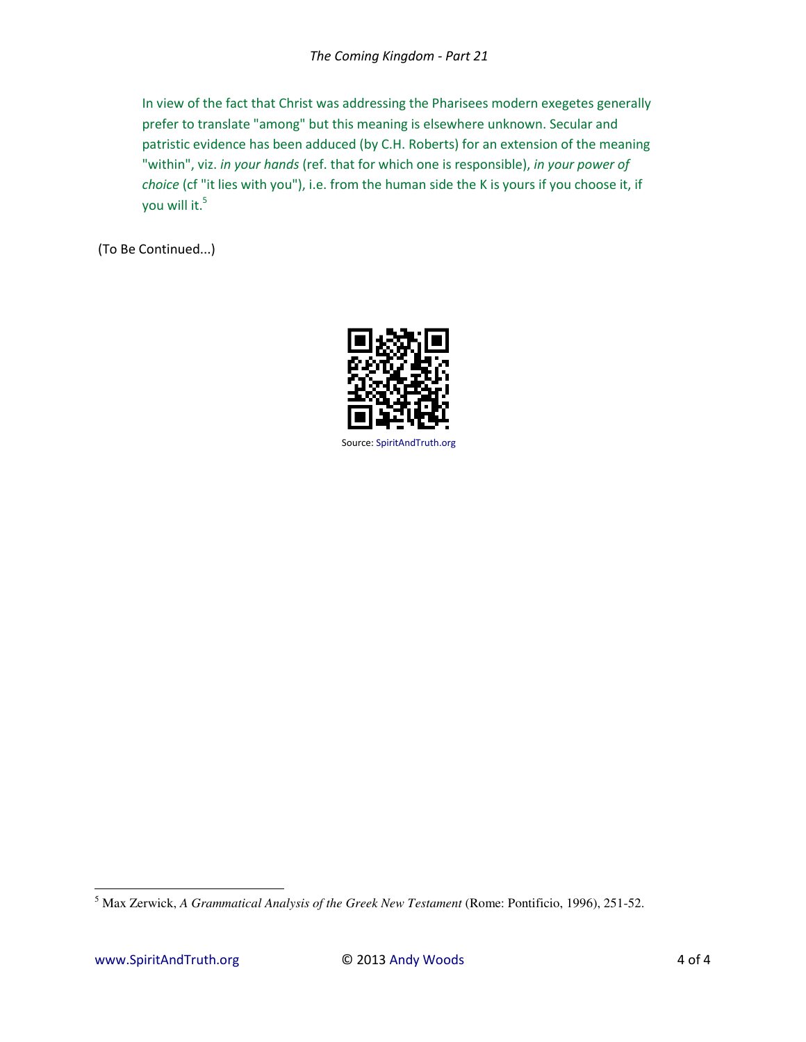In view of the fact that Christ was addressing the Pharisees modern exegetes generally prefer to translate "among" but this meaning is elsewhere unknown. Secular and patristic evidence has been adduced (by C.H. Roberts) for an extension of the meaning "within", viz. *in your hands* (ref. that for which one is responsible), *in your power of choice* (cf "it lies with you"), i.e. from the human side the K is yours if you choose it, if you will it.[5]

(To Be Continued...)

Source: SpiritAndTruth.org

---

[5] Max Zerwick, *A Grammatical Analysis of the Greek New Testament* (Rome: Pontificio, 1996), 251-52.